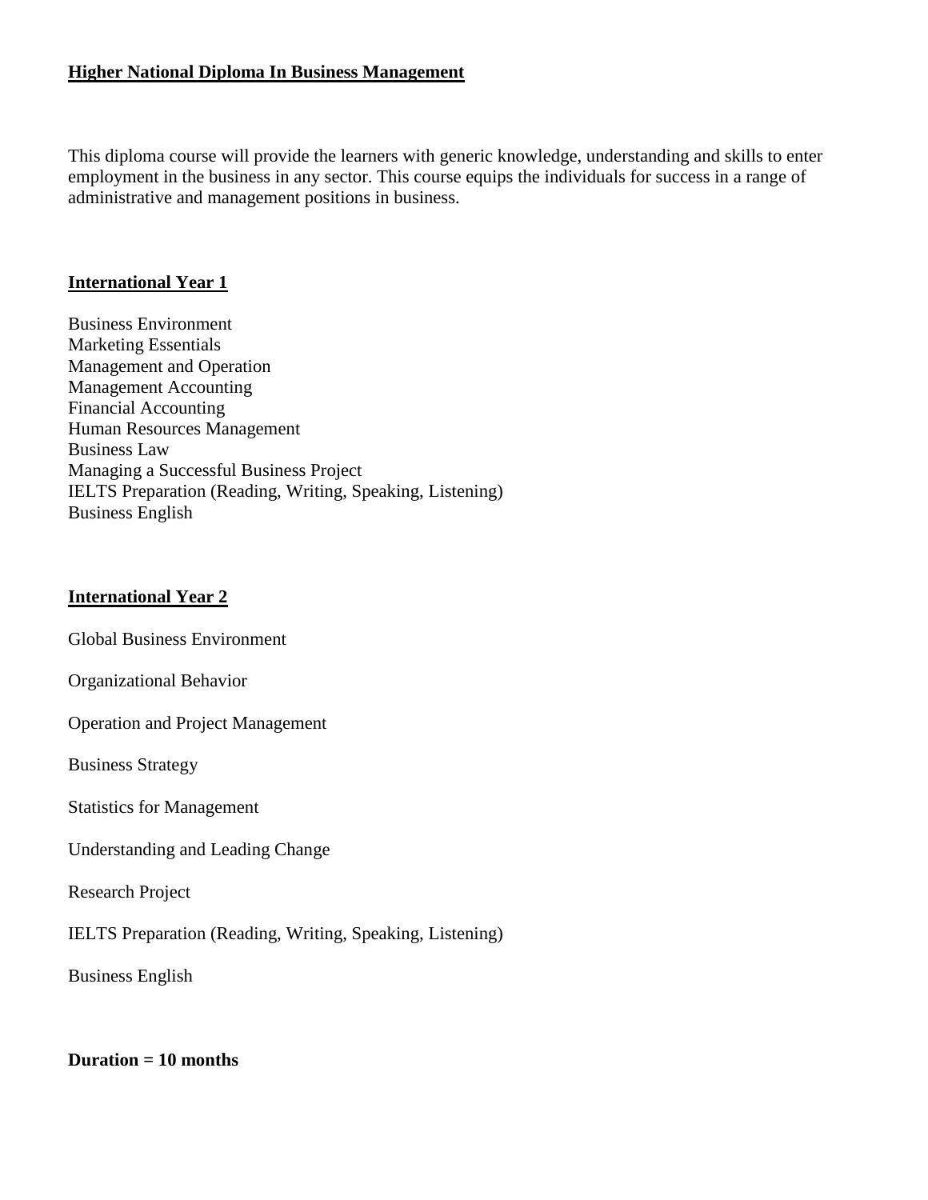# Higher National Diploma In Business Management

This diploma course will provide the learners with generic knowledge, understanding and skills to enter employment in the business in any sector. This course equips the individuals for success in a range of administrative and management positions in business.

## International Year 1

Business Environment
Marketing Essentials
Management and Operation
Management Accounting
Financial Accounting
Human Resources Management
Business Law
Managing a Successful Business Project
IELTS Preparation (Reading, Writing, Speaking, Listening)
Business English

## International Year 2

Global Business Environment

Organizational Behavior

Operation and Project Management

Business Strategy

Statistics for Management

Understanding and Leading Change

Research Project

IELTS Preparation (Reading, Writing, Speaking, Listening)

Business English

**Duration = 10 months**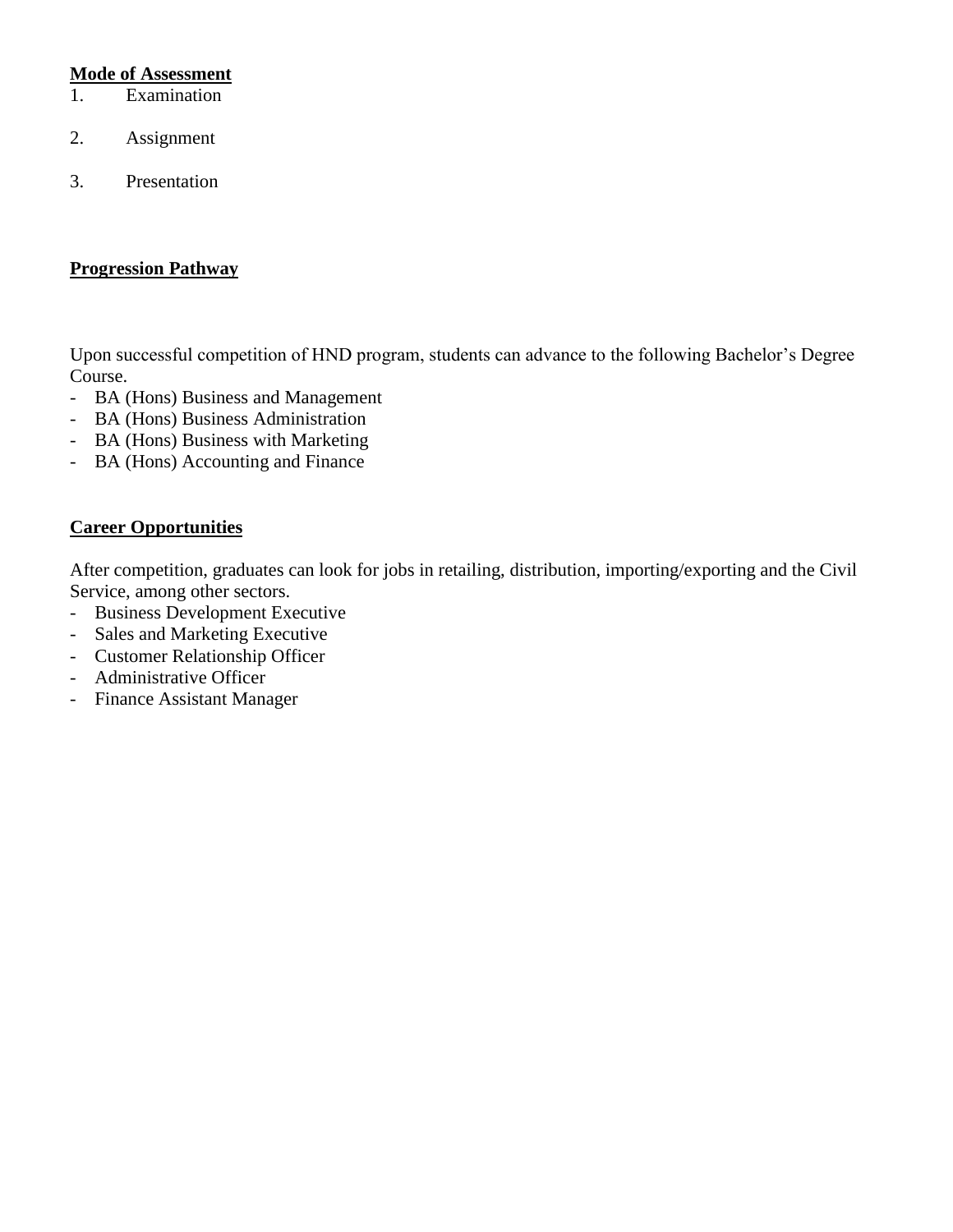**Mode of Assessment**

1. Examination
2. Assignment
3. Presentation

**Progression Pathway**

Upon successful competition of HND program, students can advance to the following Bachelor's Degree Course.

- BA (Hons) Business and Management
- BA (Hons) Business Administration
- BA (Hons) Business with Marketing
- BA (Hons) Accounting and Finance

**Career Opportunities**

After competition, graduates can look for jobs in retailing, distribution, importing/exporting and the Civil Service, among other sectors.

- Business Development Executive
- Sales and Marketing Executive
- Customer Relationship Officer
- Administrative Officer
- Finance Assistant Manager